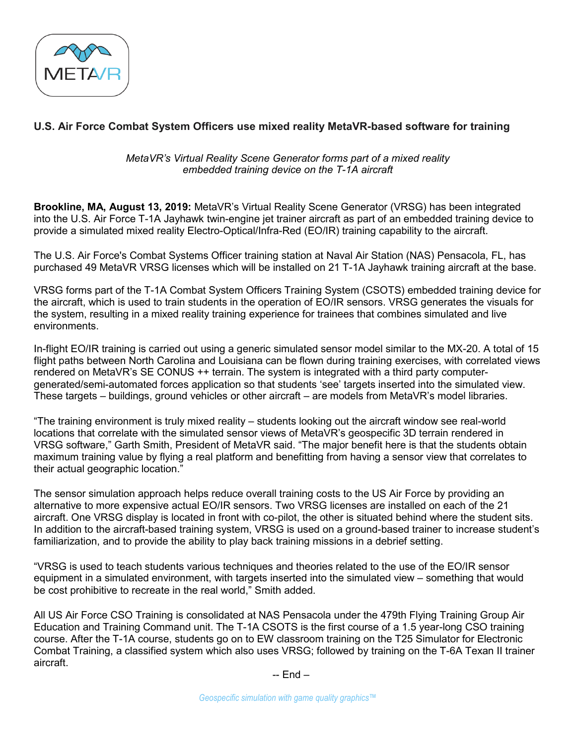# U.S. Air Force Combat System Officers use mixed reality MetaVR-based software for training

*MetaVR's Virtual Reality Scene Generator forms part of a mixed reality embedded training device on the T-1A aircraft*

**Brookline, MA, August 13, 2019:** MetaVR's Virtual Reality Scene Generator (VRSG) has been integrated into the U.S. Air Force T-1A Jayhawk twin-engine jet trainer aircraft as part of an embedded training device to provide a simulated mixed reality Electro-Optical/Infra-Red (EO/IR) training capability to the aircraft.

The U.S. Air Force's Combat Systems Officer training station at Naval Air Station (NAS) Pensacola, FL, has purchased 49 MetaVR VRSG licenses which will be installed on 21 T-1A Jayhawk training aircraft at the base.

VRSG forms part of the T-1A Combat System Officers Training System (CSOTS) embedded training device for the aircraft, which is used to train students in the operation of EO/IR sensors. VRSG generates the visuals for the system, resulting in a mixed reality training experience for trainees that combines simulated and live environments.

In-flight EO/IR training is carried out using a generic simulated sensor model similar to the MX-20. A total of 15 flight paths between North Carolina and Louisiana can be flown during training exercises, with correlated views rendered on MetaVR's SE CONUS ++ terrain. The system is integrated with a third party computer-generated/semi-automated forces application so that students 'see' targets inserted into the simulated view. These targets – buildings, ground vehicles or other aircraft – are models from MetaVR's model libraries.

"The training environment is truly mixed reality – students looking out the aircraft window see real-world locations that correlate with the simulated sensor views of MetaVR's geospecific 3D terrain rendered in VRSG software," Garth Smith, President of MetaVR said. "The major benefit here is that the students obtain maximum training value by flying a real platform and benefitting from having a sensor view that correlates to their actual geographic location."

The sensor simulation approach helps reduce overall training costs to the US Air Force by providing an alternative to more expensive actual EO/IR sensors. Two VRSG licenses are installed on each of the 21 aircraft. One VRSG display is located in front with co-pilot, the other is situated behind where the student sits. In addition to the aircraft-based training system, VRSG is used on a ground-based trainer to increase student's familiarization, and to provide the ability to play back training missions in a debrief setting.

"VRSG is used to teach students various techniques and theories related to the use of the EO/IR sensor equipment in a simulated environment, with targets inserted into the simulated view – something that would be cost prohibitive to recreate in the real world," Smith added.

All US Air Force CSO Training is consolidated at NAS Pensacola under the 479th Flying Training Group Air Education and Training Command unit. The T-1A CSOTS is the first course of a 1.5 year-long CSO training course. After the T-1A course, students go on to EW classroom training on the T25 Simulator for Electronic Combat Training, a classified system which also uses VRSG; followed by training on the T-6A Texan II trainer aircraft.

-- End –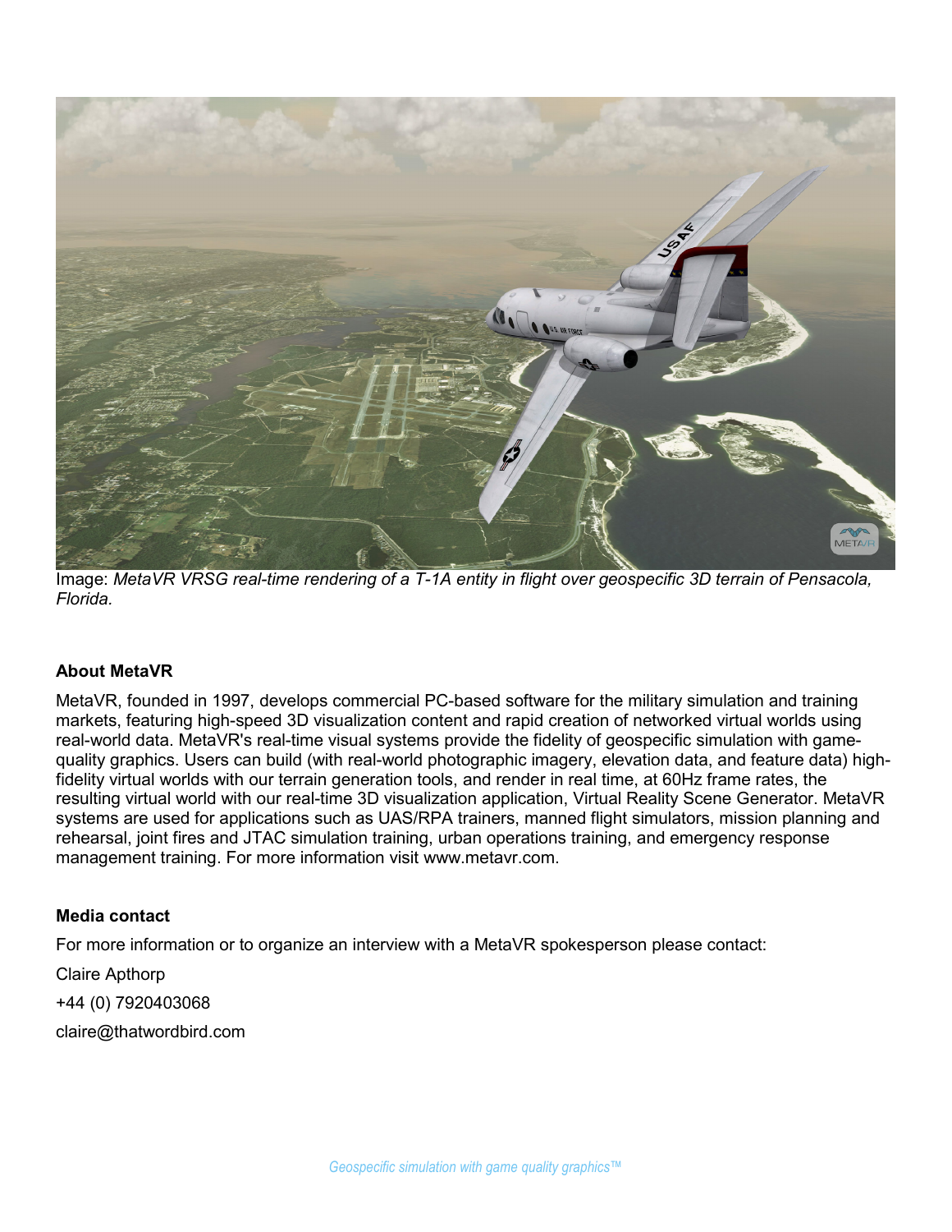Image: *MetaVR VRSG real-time rendering of a T-1A entity in flight over geospecific 3D terrain of Pensacola, Florida.*

**About MetaVR**

MetaVR, founded in 1997, develops commercial PC-based software for the military simulation and training markets, featuring high-speed 3D visualization content and rapid creation of networked virtual worlds using real-world data. MetaVR's real-time visual systems provide the fidelity of geospecific simulation with game-quality graphics. Users can build (with real-world photographic imagery, elevation data, and feature data) high-fidelity virtual worlds with our terrain generation tools, and render in real time, at 60Hz frame rates, the resulting virtual world with our real-time 3D visualization application, Virtual Reality Scene Generator. MetaVR systems are used for applications such as UAS/RPA trainers, manned flight simulators, mission planning and rehearsal, joint fires and JTAC simulation training, urban operations training, and emergency response management training. For more information visit www.metavr.com.

**Media contact**

For more information or to organize an interview with a MetaVR spokesperson please contact:

Claire Apthorp

+44 (0) 7920403068

claire@thatwordbird.com

*Geospecific simulation with game quality graphics™*